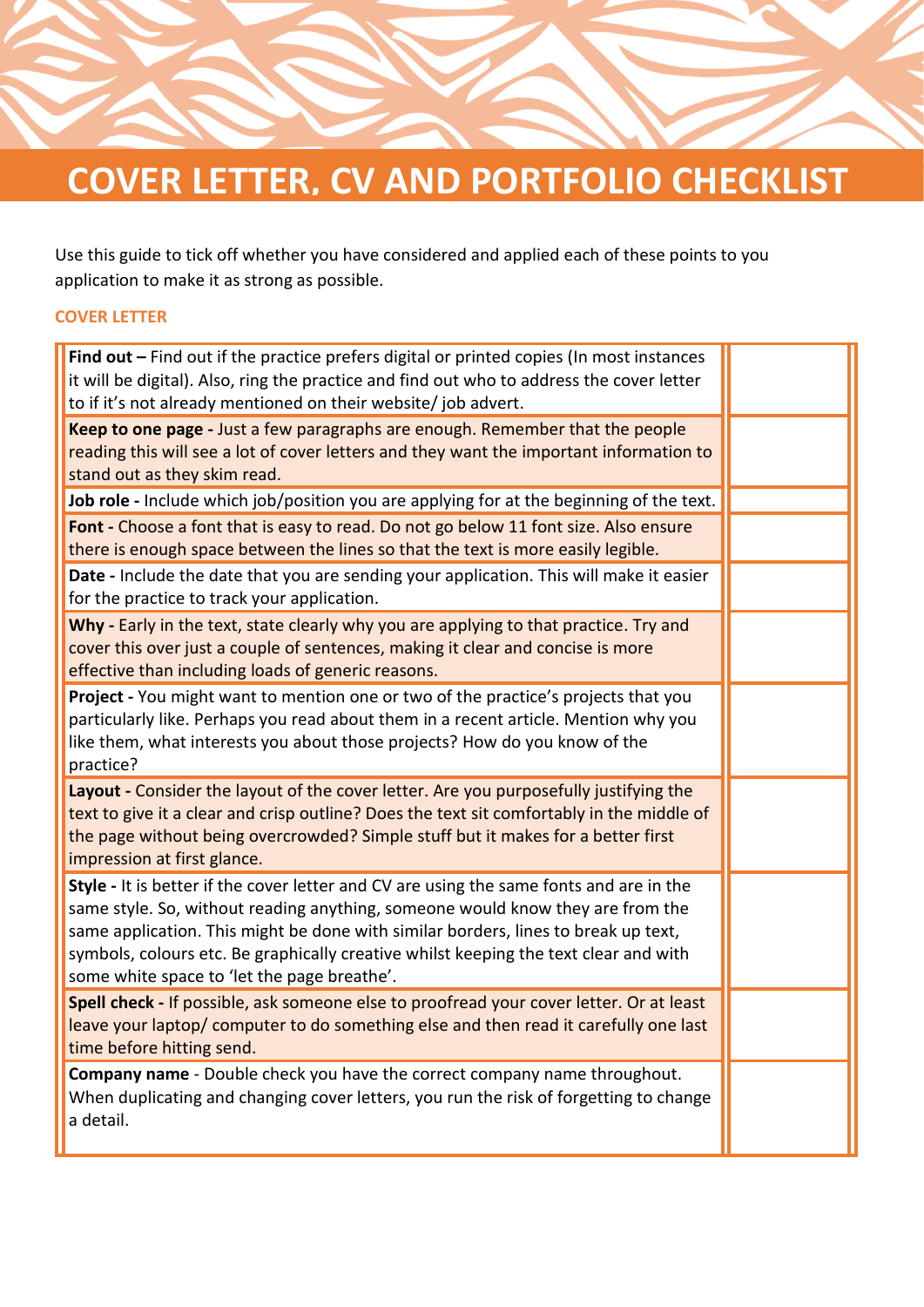# COVER LETTER, CV AND PORTFOLIO CHECKLIST

Use this guide to tick off whether you have considered and applied each of these points to you application to make it as strong as possible.

## COVER LETTER

| | |
|---|---|
| **Find out –** Find out if the practice prefers digital or printed copies (In most instances it will be digital). Also, ring the practice and find out who to address the cover letter to if it's not already mentioned on their website/ job advert. | |
| **Keep to one page -** Just a few paragraphs are enough. Remember that the people reading this will see a lot of cover letters and they want the important information to stand out as they skim read. | |
| **Job role -** Include which job/position you are applying for at the beginning of the text. | |
| **Font -** Choose a font that is easy to read. Do not go below 11 font size. Also ensure there is enough space between the lines so that the text is more easily legible. | |
| **Date -** Include the date that you are sending your application. This will make it easier for the practice to track your application. | |
| **Why -** Early in the text, state clearly why you are applying to that practice. Try and cover this over just a couple of sentences, making it clear and concise is more effective than including loads of generic reasons. | |
| **Project -** You might want to mention one or two of the practice's projects that you particularly like. Perhaps you read about them in a recent article. Mention why you like them, what interests you about those projects? How do you know of the practice? | |
| **Layout -** Consider the layout of the cover letter. Are you purposefully justifying the text to give it a clear and crisp outline? Does the text sit comfortably in the middle of the page without being overcrowded? Simple stuff but it makes for a better first impression at first glance. | |
| **Style -** It is better if the cover letter and CV are using the same fonts and are in the same style. So, without reading anything, someone would know they are from the same application. This might be done with similar borders, lines to break up text, symbols, colours etc. Be graphically creative whilst keeping the text clear and with some white space to 'let the page breathe'. | |
| **Spell check -** If possible, ask someone else to proofread your cover letter. Or at least leave your laptop/ computer to do something else and then read it carefully one last time before hitting send. | |
| **Company name** - Double check you have the correct company name throughout. When duplicating and changing cover letters, you run the risk of forgetting to change a detail. | |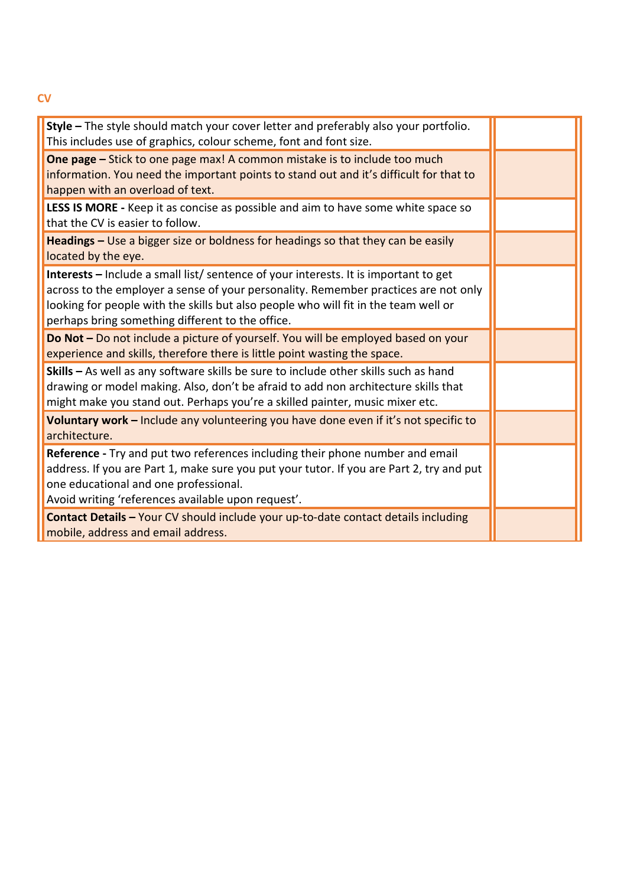## CV

| | |
|---|---|
| **Style –** The style should match your cover letter and preferably also your portfolio. This includes use of graphics, colour scheme, font and font size. | |
| **One page –** Stick to one page max! A common mistake is to include too much information. You need the important points to stand out and it's difficult for that to happen with an overload of text. | |
| **LESS IS MORE -** Keep it as concise as possible and aim to have some white space so that the CV is easier to follow. | |
| **Headings –** Use a bigger size or boldness for headings so that they can be easily located by the eye. | |
| **Interests –** Include a small list/ sentence of your interests. It is important to get across to the employer a sense of your personality. Remember practices are not only looking for people with the skills but also people who will fit in the team well or perhaps bring something different to the office. | |
| **Do Not –** Do not include a picture of yourself. You will be employed based on your experience and skills, therefore there is little point wasting the space. | |
| **Skills –** As well as any software skills be sure to include other skills such as hand drawing or model making. Also, don't be afraid to add non architecture skills that might make you stand out. Perhaps you're a skilled painter, music mixer etc. | |
| **Voluntary work –** Include any volunteering you have done even if it's not specific to architecture. | |
| **Reference -** Try and put two references including their phone number and email address. If you are Part 1, make sure you put your tutor. If you are Part 2, try and put one educational and one professional. Avoid writing 'references available upon request'. | |
| **Contact Details –** Your CV should include your up-to-date contact details including mobile, address and email address. | |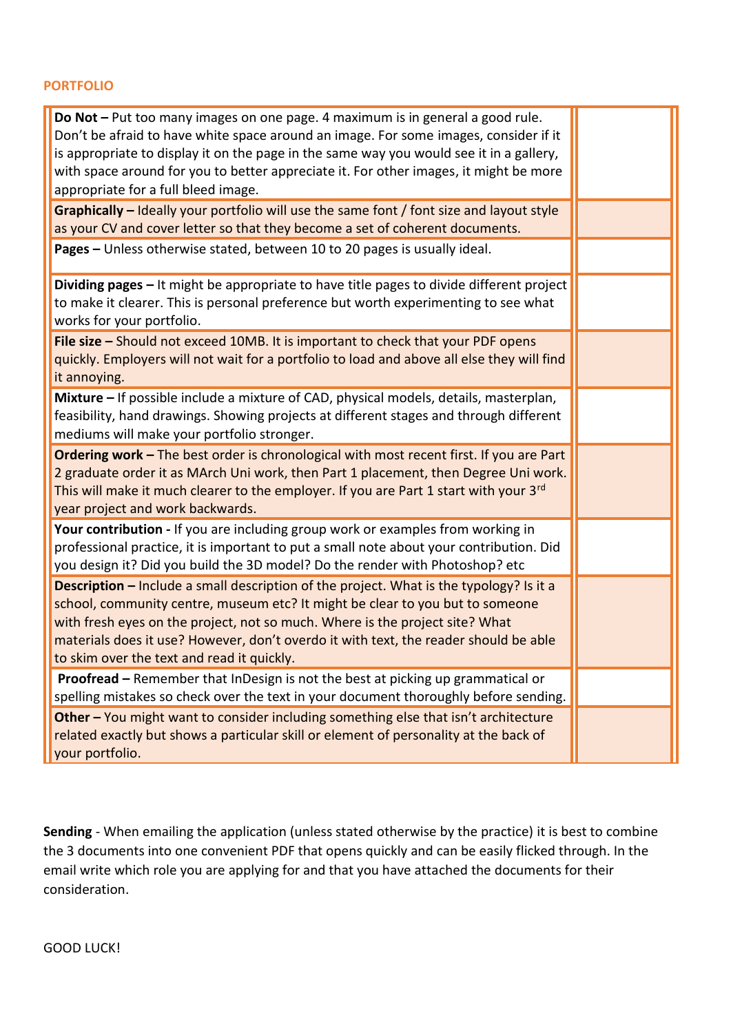**PORTFOLIO**

| | |
|---|---|
| **Do Not –** Put too many images on one page. 4 maximum is in general a good rule. Don't be afraid to have white space around an image. For some images, consider if it is appropriate to display it on the page in the same way you would see it in a gallery, with space around for you to better appreciate it. For other images, it might be more appropriate for a full bleed image. | |
| **Graphically –** Ideally your portfolio will use the same font / font size and layout style as your CV and cover letter so that they become a set of coherent documents. | |
| **Pages –** Unless otherwise stated, between 10 to 20 pages is usually ideal. | |
| **Dividing pages –** It might be appropriate to have title pages to divide different project to make it clearer. This is personal preference but worth experimenting to see what works for your portfolio. | |
| **File size –** Should not exceed 10MB. It is important to check that your PDF opens quickly. Employers will not wait for a portfolio to load and above all else they will find it annoying. | |
| **Mixture –** If possible include a mixture of CAD, physical models, details, masterplan, feasibility, hand drawings. Showing projects at different stages and through different mediums will make your portfolio stronger. | |
| **Ordering work –** The best order is chronological with most recent first. If you are Part 2 graduate order it as MArch Uni work, then Part 1 placement, then Degree Uni work. This will make it much clearer to the employer. If you are Part 1 start with your 3rd year project and work backwards. | |
| **Your contribution -** If you are including group work or examples from working in professional practice, it is important to put a small note about your contribution. Did you design it? Did you build the 3D model? Do the render with Photoshop? etc | |
| **Description –** Include a small description of the project. What is the typology? Is it a school, community centre, museum etc? It might be clear to you but to someone with fresh eyes on the project, not so much. Where is the project site? What materials does it use? However, don't overdo it with text, the reader should be able to skim over the text and read it quickly. | |
| **Proofread –** Remember that InDesign is not the best at picking up grammatical or spelling mistakes so check over the text in your document thoroughly before sending. | |
| **Other –** You might want to consider including something else that isn't architecture related exactly but shows a particular skill or element of personality at the back of your portfolio. | |

**Sending** - When emailing the application (unless stated otherwise by the practice) it is best to combine the 3 documents into one convenient PDF that opens quickly and can be easily flicked through. In the email write which role you are applying for and that you have attached the documents for their consideration.

GOOD LUCK!